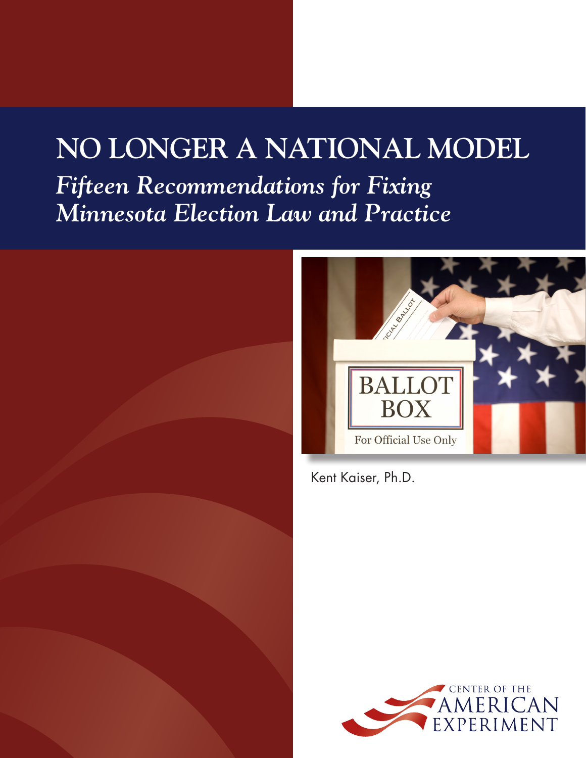# NO LONGER A NATIONAL MODEL

## *Fifteen Recommendations for Fixing Minnesota Election Law and Practice*

Kent Kaiser, Ph.D.

CENTER OF THE AMERICAN EXPERIMENT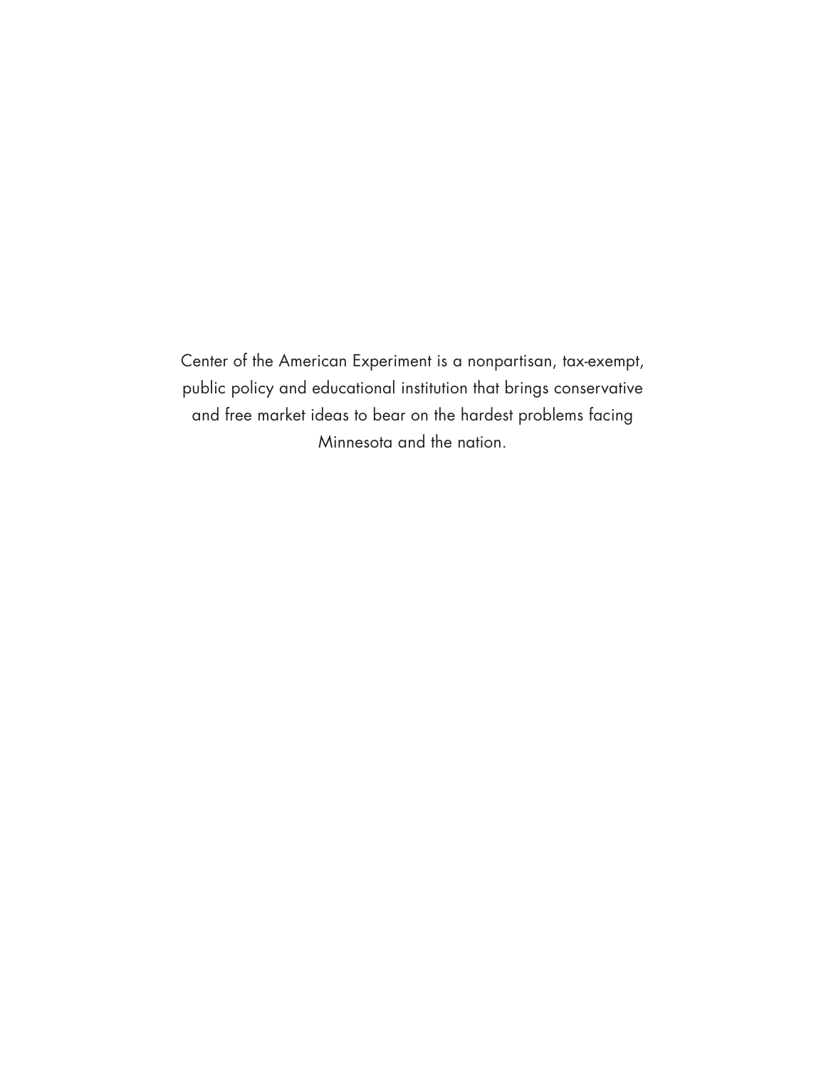Center of the American Experiment is a nonpartisan, tax-exempt, public policy and educational institution that brings conservative and free market ideas to bear on the hardest problems facing Minnesota and the nation.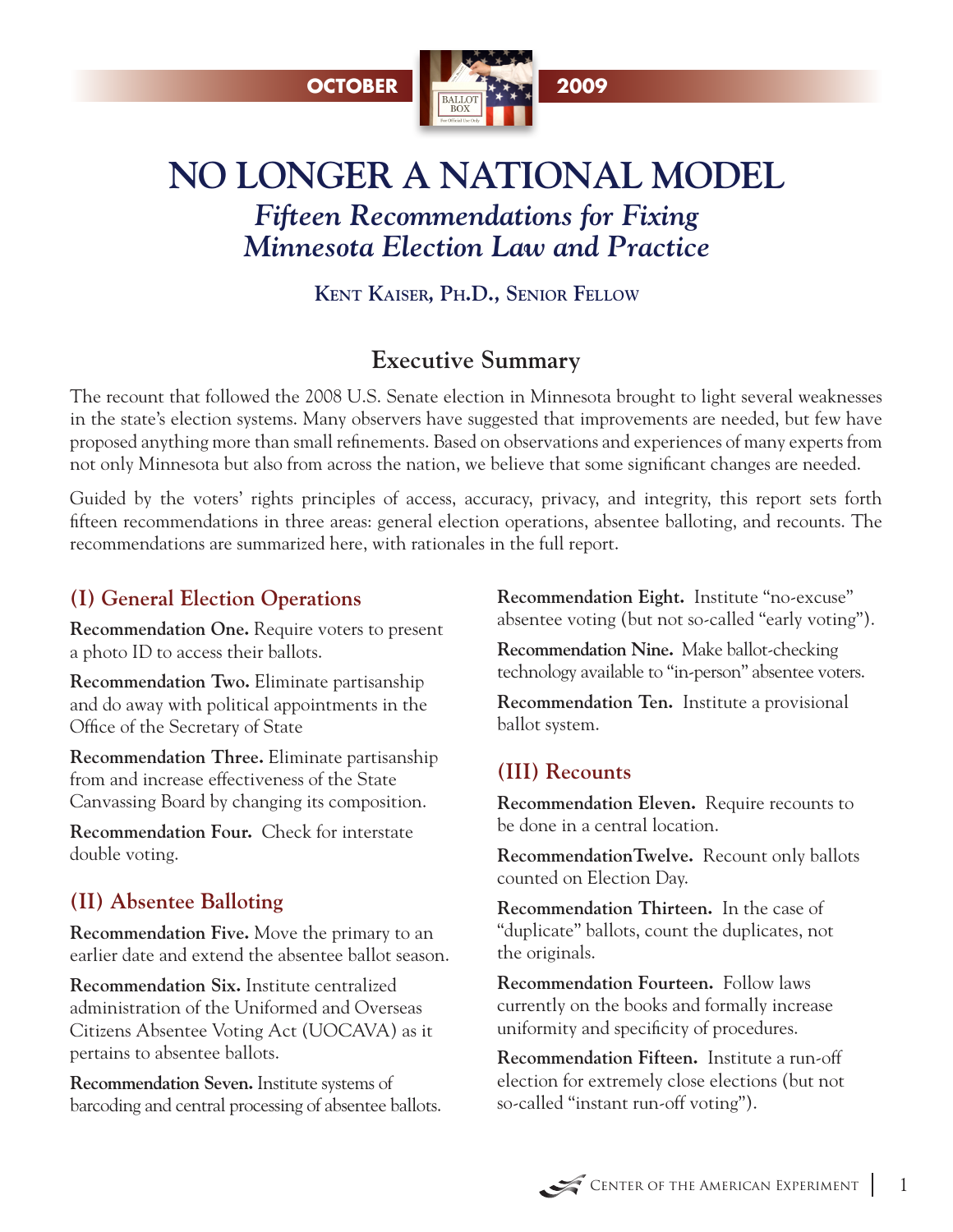OCTOBER 2009

# NO LONGER A NATIONAL MODEL

## *Fifteen Recommendations for Fixing Minnesota Election Law and Practice*

**Kent Kaiser, Ph.D., Senior Fellow**

### Executive Summary

The recount that followed the 2008 U.S. Senate election in Minnesota brought to light several weaknesses in the state's election systems. Many observers have suggested that improvements are needed, but few have proposed anything more than small refinements. Based on observations and experiences of many experts from not only Minnesota but also from across the nation, we believe that some significant changes are needed.

Guided by the voters' rights principles of access, accuracy, privacy, and integrity, this report sets forth fifteen recommendations in three areas: general election operations, absentee balloting, and recounts. The recommendations are summarized here, with rationales in the full report.

#### (I) General Election Operations

**Recommendation One.** Require voters to present a photo ID to access their ballots.

**Recommendation Two.** Eliminate partisanship and do away with political appointments in the Office of the Secretary of State

**Recommendation Three.** Eliminate partisanship from and increase effectiveness of the State Canvassing Board by changing its composition.

**Recommendation Four.** Check for interstate double voting.

#### (II) Absentee Balloting

**Recommendation Five.** Move the primary to an earlier date and extend the absentee ballot season.

**Recommendation Six.** Institute centralized administration of the Uniformed and Overseas Citizens Absentee Voting Act (UOCAVA) as it pertains to absentee ballots.

**Recommendation Seven.** Institute systems of barcoding and central processing of absentee ballots.

**Recommendation Eight.** Institute "no-excuse" absentee voting (but not so-called "early voting").

**Recommendation Nine.** Make ballot-checking technology available to "in-person" absentee voters.

**Recommendation Ten.** Institute a provisional ballot system.

#### (III) Recounts

**Recommendation Eleven.** Require recounts to be done in a central location.

**RecommendationTwelve.** Recount only ballots counted on Election Day.

**Recommendation Thirteen.** In the case of "duplicate" ballots, count the duplicates, not the originals.

**Recommendation Fourteen.** Follow laws currently on the books and formally increase uniformity and specificity of procedures.

**Recommendation Fifteen.** Institute a run-off election for extremely close elections (but not so-called "instant run-off voting").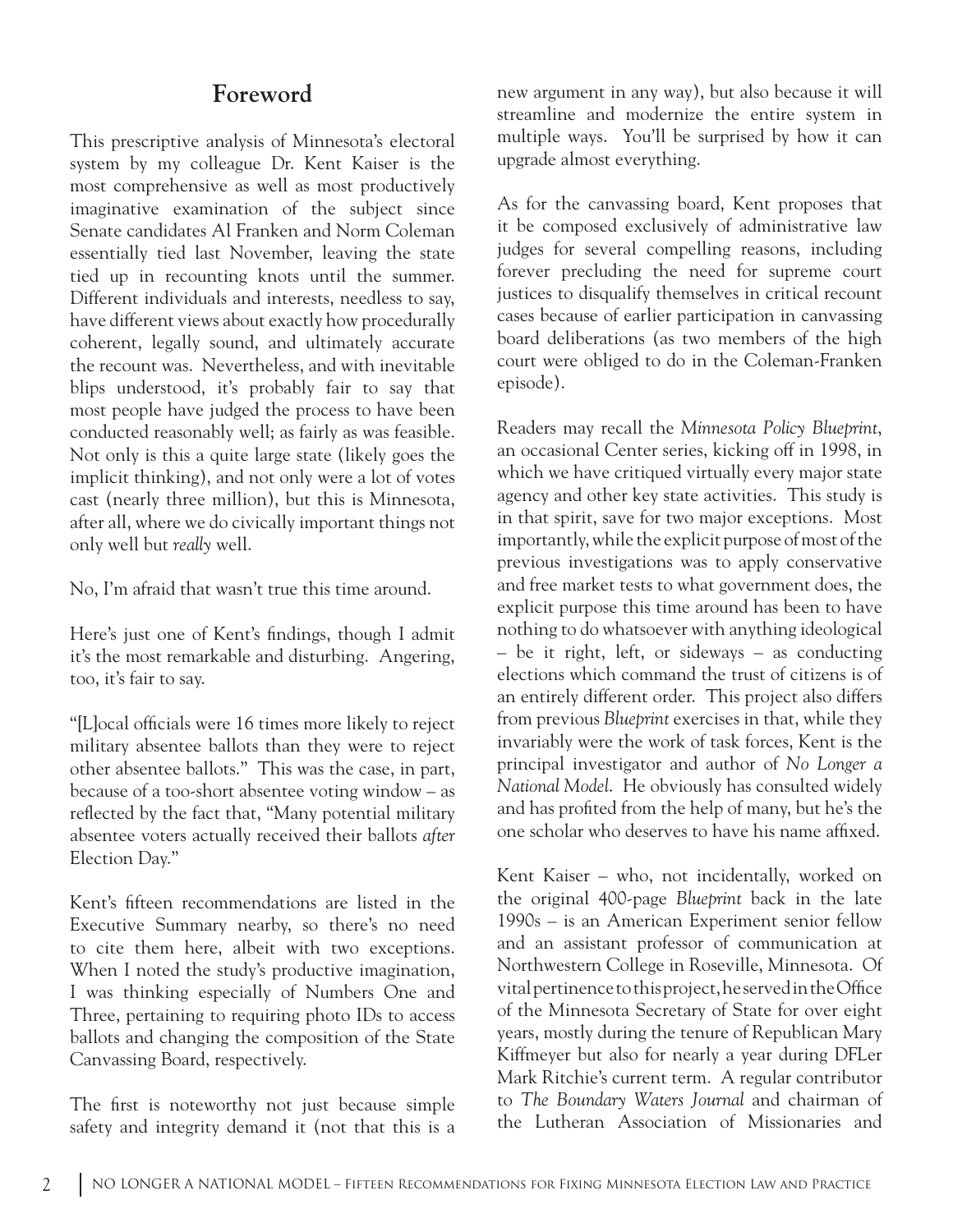## Foreword

This prescriptive analysis of Minnesota's electoral system by my colleague Dr. Kent Kaiser is the most comprehensive as well as most productively imaginative examination of the subject since Senate candidates Al Franken and Norm Coleman essentially tied last November, leaving the state tied up in recounting knots until the summer. Different individuals and interests, needless to say, have different views about exactly how procedurally coherent, legally sound, and ultimately accurate the recount was. Nevertheless, and with inevitable blips understood, it's probably fair to say that most people have judged the process to have been conducted reasonably well; as fairly as was feasible. Not only is this a quite large state (likely goes the implicit thinking), and not only were a lot of votes cast (nearly three million), but this is Minnesota, after all, where we do civically important things not only well but *really* well.

No, I'm afraid that wasn't true this time around.

Here's just one of Kent's findings, though I admit it's the most remarkable and disturbing. Angering, too, it's fair to say.

"[L]ocal officials were 16 times more likely to reject military absentee ballots than they were to reject other absentee ballots." This was the case, in part, because of a too-short absentee voting window – as reflected by the fact that, "Many potential military absentee voters actually received their ballots *after* Election Day."

Kent's fifteen recommendations are listed in the Executive Summary nearby, so there's no need to cite them here, albeit with two exceptions. When I noted the study's productive imagination, I was thinking especially of Numbers One and Three, pertaining to requiring photo IDs to access ballots and changing the composition of the State Canvassing Board, respectively.

The first is noteworthy not just because simple safety and integrity demand it (not that this is a new argument in any way), but also because it will streamline and modernize the entire system in multiple ways. You'll be surprised by how it can upgrade almost everything.

As for the canvassing board, Kent proposes that it be composed exclusively of administrative law judges for several compelling reasons, including forever precluding the need for supreme court justices to disqualify themselves in critical recount cases because of earlier participation in canvassing board deliberations (as two members of the high court were obliged to do in the Coleman-Franken episode).

Readers may recall the *Minnesota Policy Blueprint*, an occasional Center series, kicking off in 1998, in which we have critiqued virtually every major state agency and other key state activities. This study is in that spirit, save for two major exceptions. Most importantly, while the explicit purpose of most of the previous investigations was to apply conservative and free market tests to what government does, the explicit purpose this time around has been to have nothing to do whatsoever with anything ideological – be it right, left, or sideways – as conducting elections which command the trust of citizens is of an entirely different order. This project also differs from previous *Blueprint* exercises in that, while they invariably were the work of task forces, Kent is the principal investigator and author of *No Longer a National Model*. He obviously has consulted widely and has profited from the help of many, but he's the one scholar who deserves to have his name affixed.

Kent Kaiser – who, not incidentally, worked on the original 400-page *Blueprint* back in the late 1990s – is an American Experiment senior fellow and an assistant professor of communication at Northwestern College in Roseville, Minnesota. Of vital pertinence to this project, he served in the Office of the Minnesota Secretary of State for over eight years, mostly during the tenure of Republican Mary Kiffmeyer but also for nearly a year during DFLer Mark Ritchie's current term. A regular contributor to *The Boundary Waters Journal* and chairman of the Lutheran Association of Missionaries and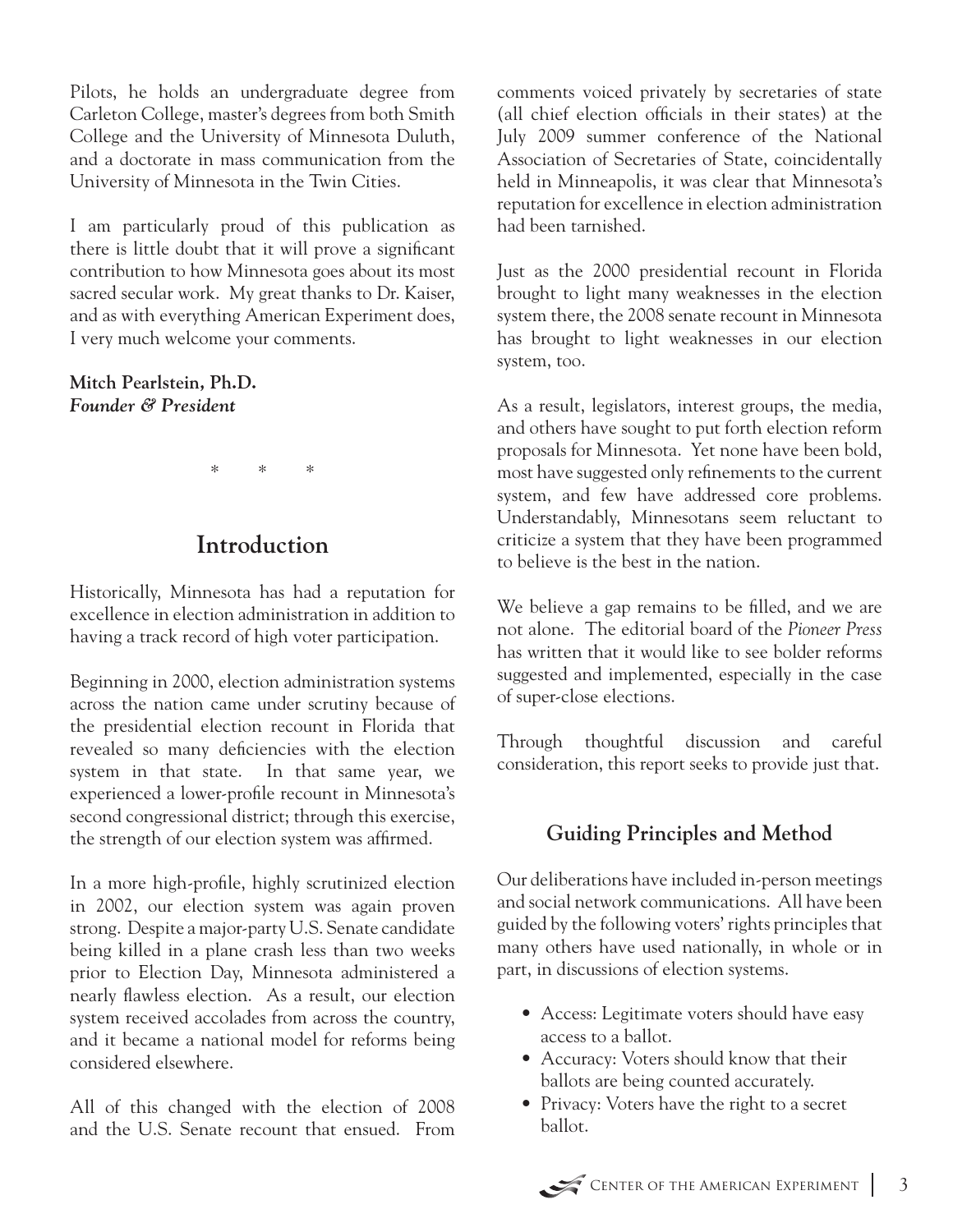Pilots, he holds an undergraduate degree from Carleton College, master's degrees from both Smith College and the University of Minnesota Duluth, and a doctorate in mass communication from the University of Minnesota in the Twin Cities.

I am particularly proud of this publication as there is little doubt that it will prove a significant contribution to how Minnesota goes about its most sacred secular work. My great thanks to Dr. Kaiser, and as with everything American Experiment does, I very much welcome your comments.

**Mitch Pearlstein, Ph.D.**
***Founder & President***

\* \* \*

## Introduction

Historically, Minnesota has had a reputation for excellence in election administration in addition to having a track record of high voter participation.

Beginning in 2000, election administration systems across the nation came under scrutiny because of the presidential election recount in Florida that revealed so many deficiencies with the election system in that state. In that same year, we experienced a lower-profile recount in Minnesota's second congressional district; through this exercise, the strength of our election system was affirmed.

In a more high-profile, highly scrutinized election in 2002, our election system was again proven strong. Despite a major-party U.S. Senate candidate being killed in a plane crash less than two weeks prior to Election Day, Minnesota administered a nearly flawless election. As a result, our election system received accolades from across the country, and it became a national model for reforms being considered elsewhere.

All of this changed with the election of 2008 and the U.S. Senate recount that ensued. From comments voiced privately by secretaries of state (all chief election officials in their states) at the July 2009 summer conference of the National Association of Secretaries of State, coincidentally held in Minneapolis, it was clear that Minnesota's reputation for excellence in election administration had been tarnished.

Just as the 2000 presidential recount in Florida brought to light many weaknesses in the election system there, the 2008 senate recount in Minnesota has brought to light weaknesses in our election system, too.

As a result, legislators, interest groups, the media, and others have sought to put forth election reform proposals for Minnesota. Yet none have been bold, most have suggested only refinements to the current system, and few have addressed core problems. Understandably, Minnesotans seem reluctant to criticize a system that they have been programmed to believe is the best in the nation.

We believe a gap remains to be filled, and we are not alone. The editorial board of the *Pioneer Press* has written that it would like to see bolder reforms suggested and implemented, especially in the case of super-close elections.

Through thoughtful discussion and careful consideration, this report seeks to provide just that.

### Guiding Principles and Method

Our deliberations have included in-person meetings and social network communications. All have been guided by the following voters' rights principles that many others have used nationally, in whole or in part, in discussions of election systems.

- Access: Legitimate voters should have easy access to a ballot.
- Accuracy: Voters should know that their ballots are being counted accurately.
- Privacy: Voters have the right to a secret ballot.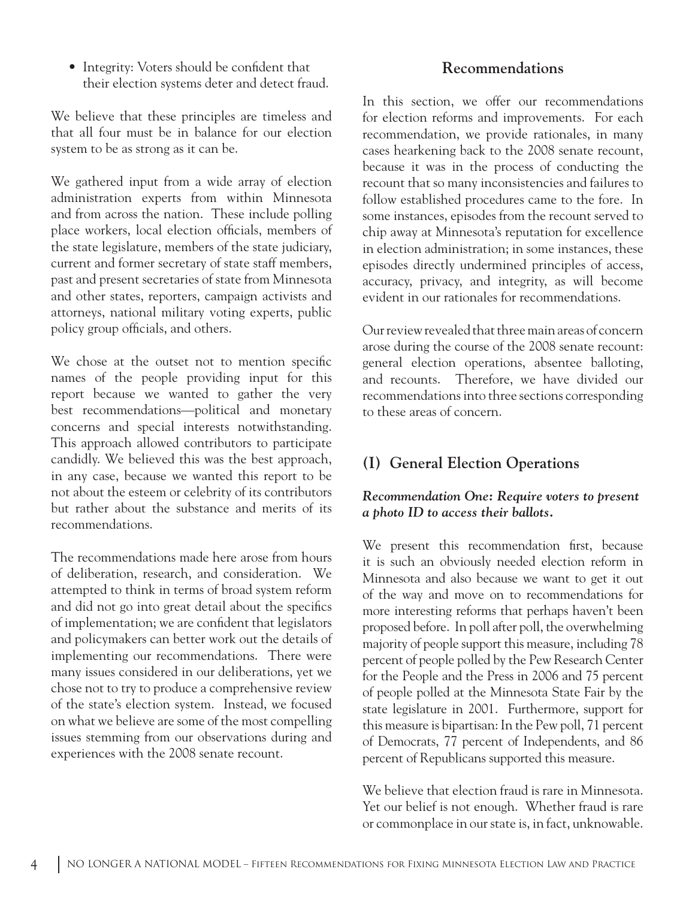- Integrity: Voters should be confident that their election systems deter and detect fraud.

We believe that these principles are timeless and that all four must be in balance for our election system to be as strong as it can be.

We gathered input from a wide array of election administration experts from within Minnesota and from across the nation. These include polling place workers, local election officials, members of the state legislature, members of the state judiciary, current and former secretary of state staff members, past and present secretaries of state from Minnesota and other states, reporters, campaign activists and attorneys, national military voting experts, public policy group officials, and others.

We chose at the outset not to mention specific names of the people providing input for this report because we wanted to gather the very best recommendations—political and monetary concerns and special interests notwithstanding. This approach allowed contributors to participate candidly. We believed this was the best approach, in any case, because we wanted this report to be not about the esteem or celebrity of its contributors but rather about the substance and merits of its recommendations.

The recommendations made here arose from hours of deliberation, research, and consideration. We attempted to think in terms of broad system reform and did not go into great detail about the specifics of implementation; we are confident that legislators and policymakers can better work out the details of implementing our recommendations. There were many issues considered in our deliberations, yet we chose not to try to produce a comprehensive review of the state's election system. Instead, we focused on what we believe are some of the most compelling issues stemming from our observations during and experiences with the 2008 senate recount.

## Recommendations

In this section, we offer our recommendations for election reforms and improvements. For each recommendation, we provide rationales, in many cases hearkening back to the 2008 senate recount, because it was in the process of conducting the recount that so many inconsistencies and failures to follow established procedures came to the fore. In some instances, episodes from the recount served to chip away at Minnesota's reputation for excellence in election administration; in some instances, these episodes directly undermined principles of access, accuracy, privacy, and integrity, as will become evident in our rationales for recommendations.

Our review revealed that three main areas of concern arose during the course of the 2008 senate recount: general election operations, absentee balloting, and recounts. Therefore, we have divided our recommendations into three sections corresponding to these areas of concern.

## (I) General Election Operations

### *Recommendation One: Require voters to present a photo ID to access their ballots.*

We present this recommendation first, because it is such an obviously needed election reform in Minnesota and also because we want to get it out of the way and move on to recommendations for more interesting reforms that perhaps haven't been proposed before. In poll after poll, the overwhelming majority of people support this measure, including 78 percent of people polled by the Pew Research Center for the People and the Press in 2006 and 75 percent of people polled at the Minnesota State Fair by the state legislature in 2001. Furthermore, support for this measure is bipartisan: In the Pew poll, 71 percent of Democrats, 77 percent of Independents, and 86 percent of Republicans supported this measure.

We believe that election fraud is rare in Minnesota. Yet our belief is not enough. Whether fraud is rare or commonplace in our state is, in fact, unknowable.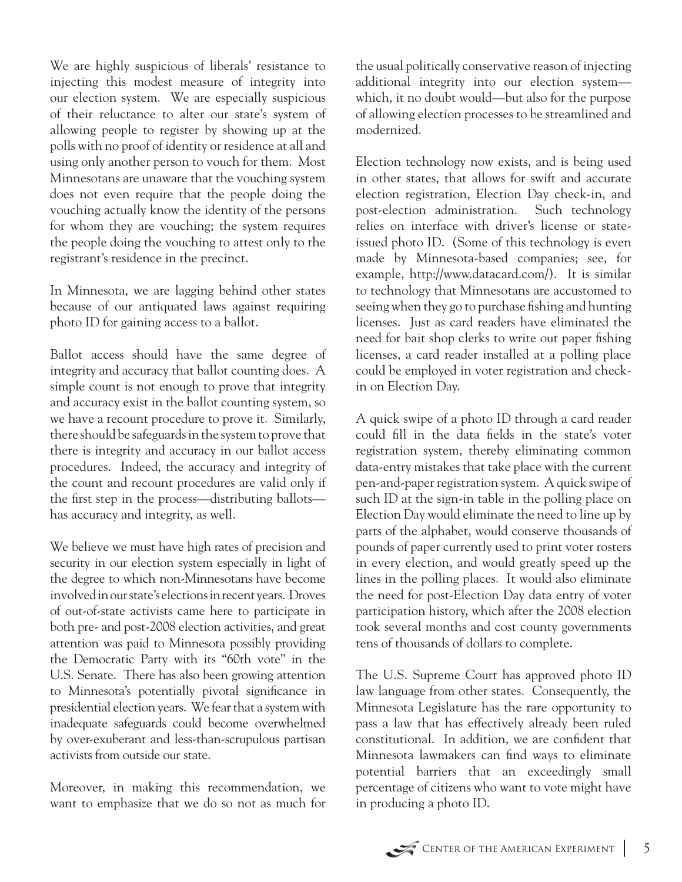We are highly suspicious of liberals' resistance to injecting this modest measure of integrity into our election system. We are especially suspicious of their reluctance to alter our state's system of allowing people to register by showing up at the polls with no proof of identity or residence at all and using only another person to vouch for them. Most Minnesotans are unaware that the vouching system does not even require that the people doing the vouching actually know the identity of the persons for whom they are vouching; the system requires the people doing the vouching to attest only to the registrant's residence in the precinct.

In Minnesota, we are lagging behind other states because of our antiquated laws against requiring photo ID for gaining access to a ballot.

Ballot access should have the same degree of integrity and accuracy that ballot counting does. A simple count is not enough to prove that integrity and accuracy exist in the ballot counting system, so we have a recount procedure to prove it. Similarly, there should be safeguards in the system to prove that there is integrity and accuracy in our ballot access procedures. Indeed, the accuracy and integrity of the count and recount procedures are valid only if the first step in the process—distributing ballots—has accuracy and integrity, as well.

We believe we must have high rates of precision and security in our election system especially in light of the degree to which non-Minnesotans have become involved in our state's elections in recent years. Droves of out-of-state activists came here to participate in both pre- and post-2008 election activities, and great attention was paid to Minnesota possibly providing the Democratic Party with its "60th vote" in the U.S. Senate. There has also been growing attention to Minnesota's potentially pivotal significance in presidential election years. We fear that a system with inadequate safeguards could become overwhelmed by over-exuberant and less-than-scrupulous partisan activists from outside our state.

Moreover, in making this recommendation, we want to emphasize that we do so not as much for the usual politically conservative reason of injecting additional integrity into our election system—which, it no doubt would—but also for the purpose of allowing election processes to be streamlined and modernized.

Election technology now exists, and is being used in other states, that allows for swift and accurate election registration, Election Day check-in, and post-election administration. Such technology relies on interface with driver's license or state-issued photo ID. (Some of this technology is even made by Minnesota-based companies; see, for example, http://www.datacard.com/). It is similar to technology that Minnesotans are accustomed to seeing when they go to purchase fishing and hunting licenses. Just as card readers have eliminated the need for bait shop clerks to write out paper fishing licenses, a card reader installed at a polling place could be employed in voter registration and check-in on Election Day.

A quick swipe of a photo ID through a card reader could fill in the data fields in the state's voter registration system, thereby eliminating common data-entry mistakes that take place with the current pen-and-paper registration system. A quick swipe of such ID at the sign-in table in the polling place on Election Day would eliminate the need to line up by parts of the alphabet, would conserve thousands of pounds of paper currently used to print voter rosters in every election, and would greatly speed up the lines in the polling places. It would also eliminate the need for post-Election Day data entry of voter participation history, which after the 2008 election took several months and cost county governments tens of thousands of dollars to complete.

The U.S. Supreme Court has approved photo ID law language from other states. Consequently, the Minnesota Legislature has the rare opportunity to pass a law that has effectively already been ruled constitutional. In addition, we are confident that Minnesota lawmakers can find ways to eliminate potential barriers that an exceedingly small percentage of citizens who want to vote might have in producing a photo ID.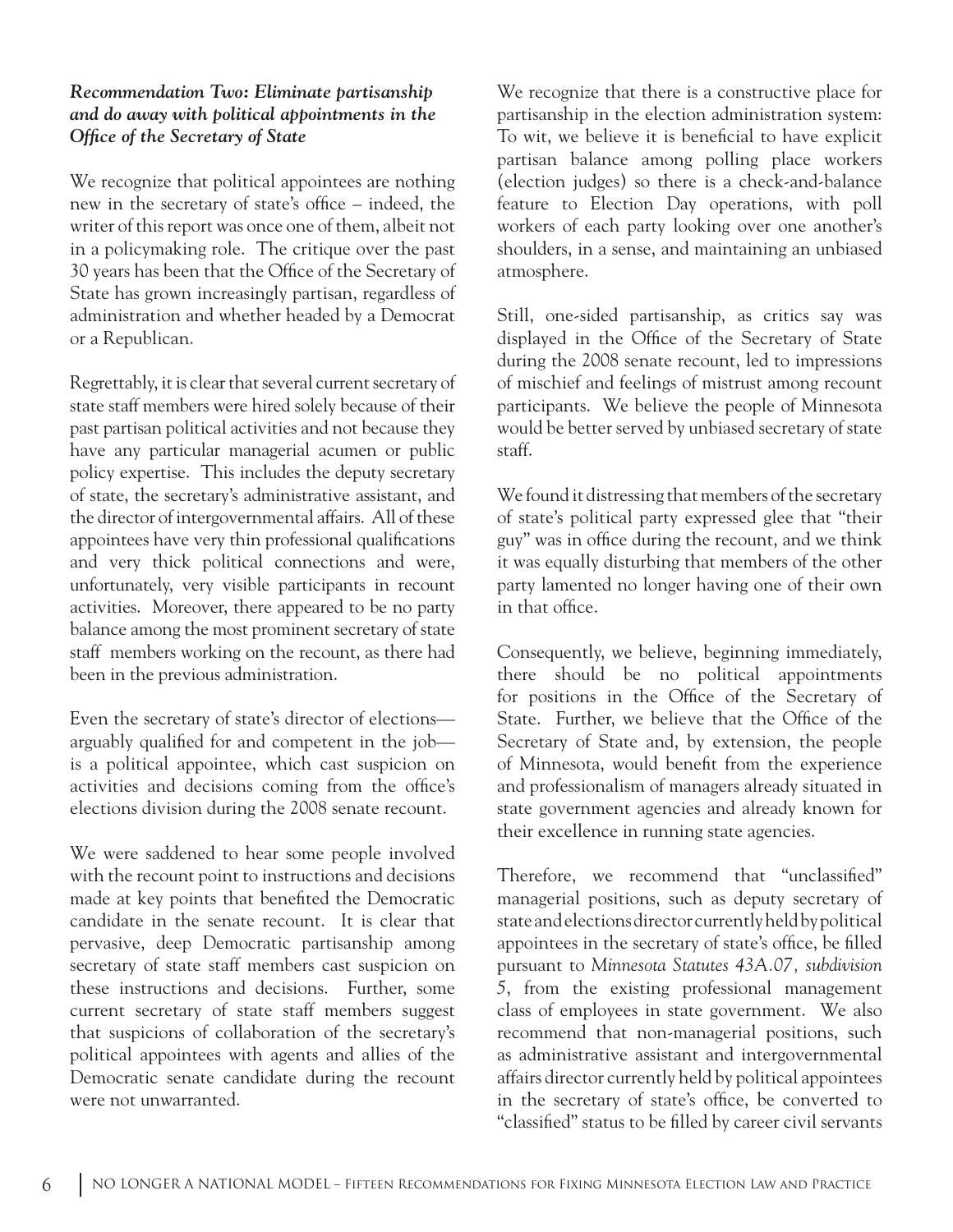***Recommendation Two: Eliminate partisanship and do away with political appointments in the Office of the Secretary of State***

We recognize that political appointees are nothing new in the secretary of state's office – indeed, the writer of this report was once one of them, albeit not in a policymaking role. The critique over the past 30 years has been that the Office of the Secretary of State has grown increasingly partisan, regardless of administration and whether headed by a Democrat or a Republican.

Regrettably, it is clear that several current secretary of state staff members were hired solely because of their past partisan political activities and not because they have any particular managerial acumen or public policy expertise. This includes the deputy secretary of state, the secretary's administrative assistant, and the director of intergovernmental affairs. All of these appointees have very thin professional qualifications and very thick political connections and were, unfortunately, very visible participants in recount activities. Moreover, there appeared to be no party balance among the most prominent secretary of state staff members working on the recount, as there had been in the previous administration.

Even the secretary of state's director of elections—arguably qualified for and competent in the job—is a political appointee, which cast suspicion on activities and decisions coming from the office's elections division during the 2008 senate recount.

We were saddened to hear some people involved with the recount point to instructions and decisions made at key points that benefited the Democratic candidate in the senate recount. It is clear that pervasive, deep Democratic partisanship among secretary of state staff members cast suspicion on these instructions and decisions. Further, some current secretary of state staff members suggest that suspicions of collaboration of the secretary's political appointees with agents and allies of the Democratic senate candidate during the recount were not unwarranted.

We recognize that there is a constructive place for partisanship in the election administration system: To wit, we believe it is beneficial to have explicit partisan balance among polling place workers (election judges) so there is a check-and-balance feature to Election Day operations, with poll workers of each party looking over one another's shoulders, in a sense, and maintaining an unbiased atmosphere.

Still, one-sided partisanship, as critics say was displayed in the Office of the Secretary of State during the 2008 senate recount, led to impressions of mischief and feelings of mistrust among recount participants. We believe the people of Minnesota would be better served by unbiased secretary of state staff.

We found it distressing that members of the secretary of state's political party expressed glee that "their guy" was in office during the recount, and we think it was equally disturbing that members of the other party lamented no longer having one of their own in that office.

Consequently, we believe, beginning immediately, there should be no political appointments for positions in the Office of the Secretary of State. Further, we believe that the Office of the Secretary of State and, by extension, the people of Minnesota, would benefit from the experience and professionalism of managers already situated in state government agencies and already known for their excellence in running state agencies.

Therefore, we recommend that "unclassified" managerial positions, such as deputy secretary of state and elections director currently held by political appointees in the secretary of state's office, be filled pursuant to *Minnesota Statutes 43A.07, subdivision 5*, from the existing professional management class of employees in state government. We also recommend that non-managerial positions, such as administrative assistant and intergovernmental affairs director currently held by political appointees in the secretary of state's office, be converted to "classified" status to be filled by career civil servants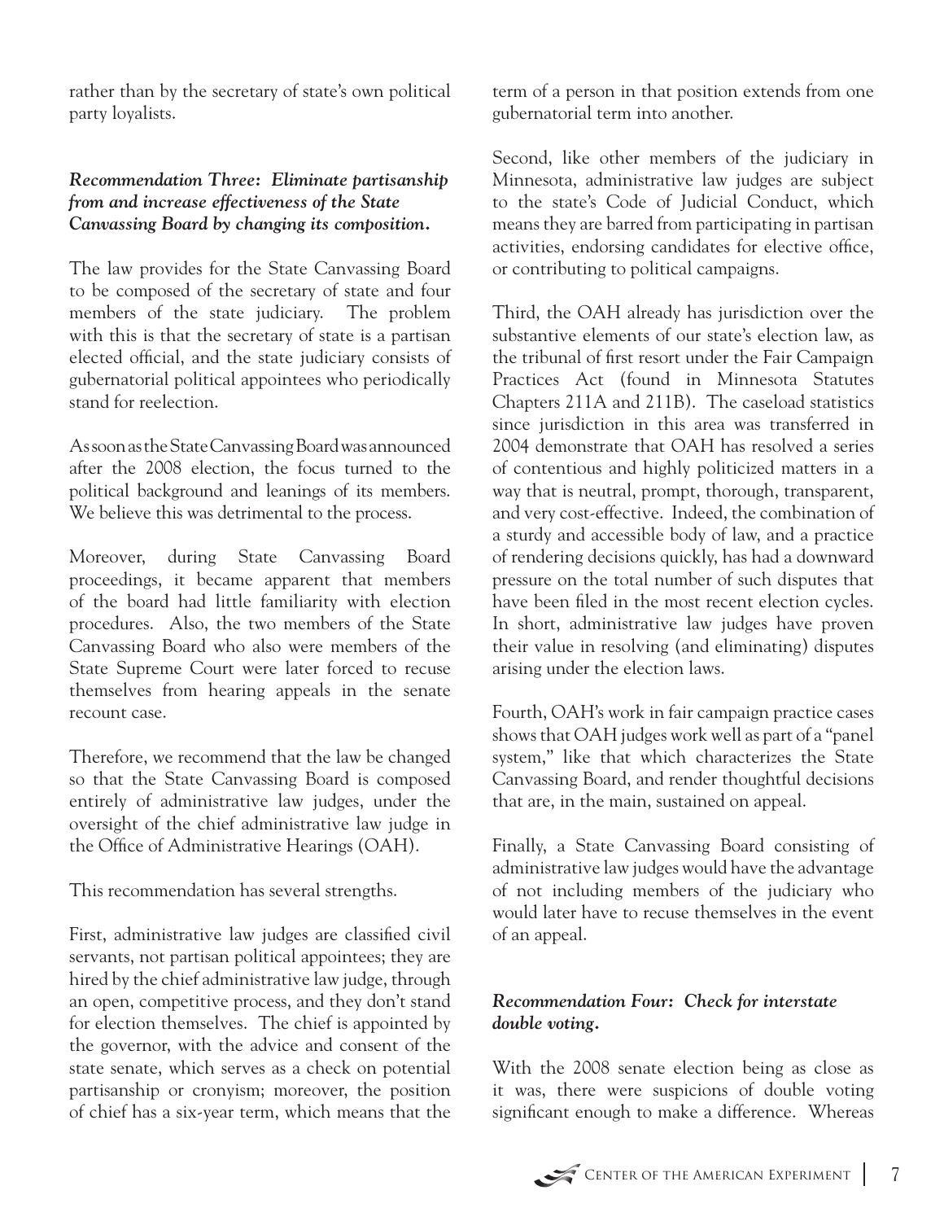rather than by the secretary of state's own political party loyalists.

***Recommendation Three: Eliminate partisanship from and increase effectiveness of the State Canvassing Board by changing its composition.***

The law provides for the State Canvassing Board to be composed of the secretary of state and four members of the state judiciary. The problem with this is that the secretary of state is a partisan elected official, and the state judiciary consists of gubernatorial political appointees who periodically stand for reelection.

As soon as the State Canvassing Board was announced after the 2008 election, the focus turned to the political background and leanings of its members. We believe this was detrimental to the process.

Moreover, during State Canvassing Board proceedings, it became apparent that members of the board had little familiarity with election procedures. Also, the two members of the State Canvassing Board who also were members of the State Supreme Court were later forced to recuse themselves from hearing appeals in the senate recount case.

Therefore, we recommend that the law be changed so that the State Canvassing Board is composed entirely of administrative law judges, under the oversight of the chief administrative law judge in the Office of Administrative Hearings (OAH).

This recommendation has several strengths.

First, administrative law judges are classified civil servants, not partisan political appointees; they are hired by the chief administrative law judge, through an open, competitive process, and they don't stand for election themselves. The chief is appointed by the governor, with the advice and consent of the state senate, which serves as a check on potential partisanship or cronyism; moreover, the position of chief has a six-year term, which means that the term of a person in that position extends from one gubernatorial term into another.

Second, like other members of the judiciary in Minnesota, administrative law judges are subject to the state's Code of Judicial Conduct, which means they are barred from participating in partisan activities, endorsing candidates for elective office, or contributing to political campaigns.

Third, the OAH already has jurisdiction over the substantive elements of our state's election law, as the tribunal of first resort under the Fair Campaign Practices Act (found in Minnesota Statutes Chapters 211A and 211B). The caseload statistics since jurisdiction in this area was transferred in 2004 demonstrate that OAH has resolved a series of contentious and highly politicized matters in a way that is neutral, prompt, thorough, transparent, and very cost-effective. Indeed, the combination of a sturdy and accessible body of law, and a practice of rendering decisions quickly, has had a downward pressure on the total number of such disputes that have been filed in the most recent election cycles. In short, administrative law judges have proven their value in resolving (and eliminating) disputes arising under the election laws.

Fourth, OAH's work in fair campaign practice cases shows that OAH judges work well as part of a "panel system," like that which characterizes the State Canvassing Board, and render thoughtful decisions that are, in the main, sustained on appeal.

Finally, a State Canvassing Board consisting of administrative law judges would have the advantage of not including members of the judiciary who would later have to recuse themselves in the event of an appeal.

***Recommendation Four: Check for interstate double voting.***

With the 2008 senate election being as close as it was, there were suspicions of double voting significant enough to make a difference. Whereas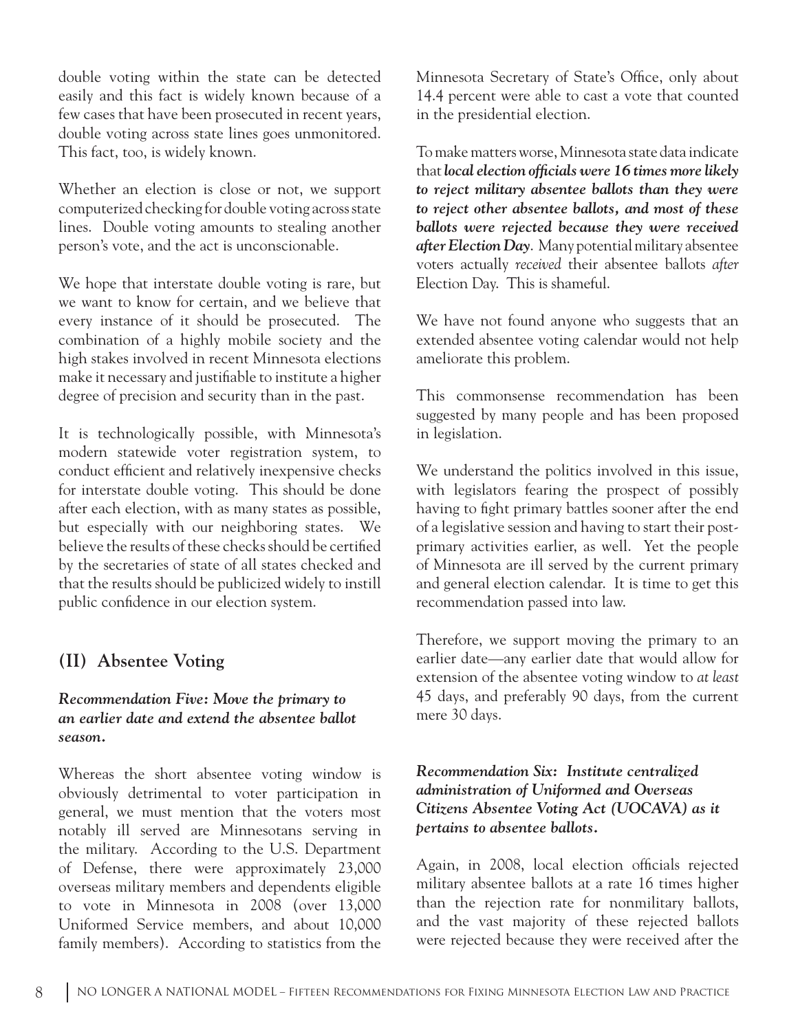double voting within the state can be detected easily and this fact is widely known because of a few cases that have been prosecuted in recent years, double voting across state lines goes unmonitored. This fact, too, is widely known.

Whether an election is close or not, we support computerized checking for double voting across state lines. Double voting amounts to stealing another person's vote, and the act is unconscionable.

We hope that interstate double voting is rare, but we want to know for certain, and we believe that every instance of it should be prosecuted. The combination of a highly mobile society and the high stakes involved in recent Minnesota elections make it necessary and justifiable to institute a higher degree of precision and security than in the past.

It is technologically possible, with Minnesota's modern statewide voter registration system, to conduct efficient and relatively inexpensive checks for interstate double voting. This should be done after each election, with as many states as possible, but especially with our neighboring states. We believe the results of these checks should be certified by the secretaries of state of all states checked and that the results should be publicized widely to instill public confidence in our election system.

## (II) Absentee Voting

### *Recommendation Five: Move the primary to an earlier date and extend the absentee ballot season.*

Whereas the short absentee voting window is obviously detrimental to voter participation in general, we must mention that the voters most notably ill served are Minnesotans serving in the military. According to the U.S. Department of Defense, there were approximately 23,000 overseas military members and dependents eligible to vote in Minnesota in 2008 (over 13,000 Uniformed Service members, and about 10,000 family members). According to statistics from the Minnesota Secretary of State's Office, only about 14.4 percent were able to cast a vote that counted in the presidential election.

To make matters worse, Minnesota state data indicate that ***local election officials were 16 times more likely to reject military absentee ballots than they were to reject other absentee ballots, and most of these ballots were rejected because they were received after Election Day***. Many potential military absentee voters actually *received* their absentee ballots *after* Election Day. This is shameful.

We have not found anyone who suggests that an extended absentee voting calendar would not help ameliorate this problem.

This commonsense recommendation has been suggested by many people and has been proposed in legislation.

We understand the politics involved in this issue, with legislators fearing the prospect of possibly having to fight primary battles sooner after the end of a legislative session and having to start their post-primary activities earlier, as well. Yet the people of Minnesota are ill served by the current primary and general election calendar. It is time to get this recommendation passed into law.

Therefore, we support moving the primary to an earlier date—any earlier date that would allow for extension of the absentee voting window to *at least* 45 days, and preferably 90 days, from the current mere 30 days.

### *Recommendation Six: Institute centralized administration of Uniformed and Overseas Citizens Absentee Voting Act (UOCAVA) as it pertains to absentee ballots.*

Again, in 2008, local election officials rejected military absentee ballots at a rate 16 times higher than the rejection rate for nonmilitary ballots, and the vast majority of these rejected ballots were rejected because they were received after the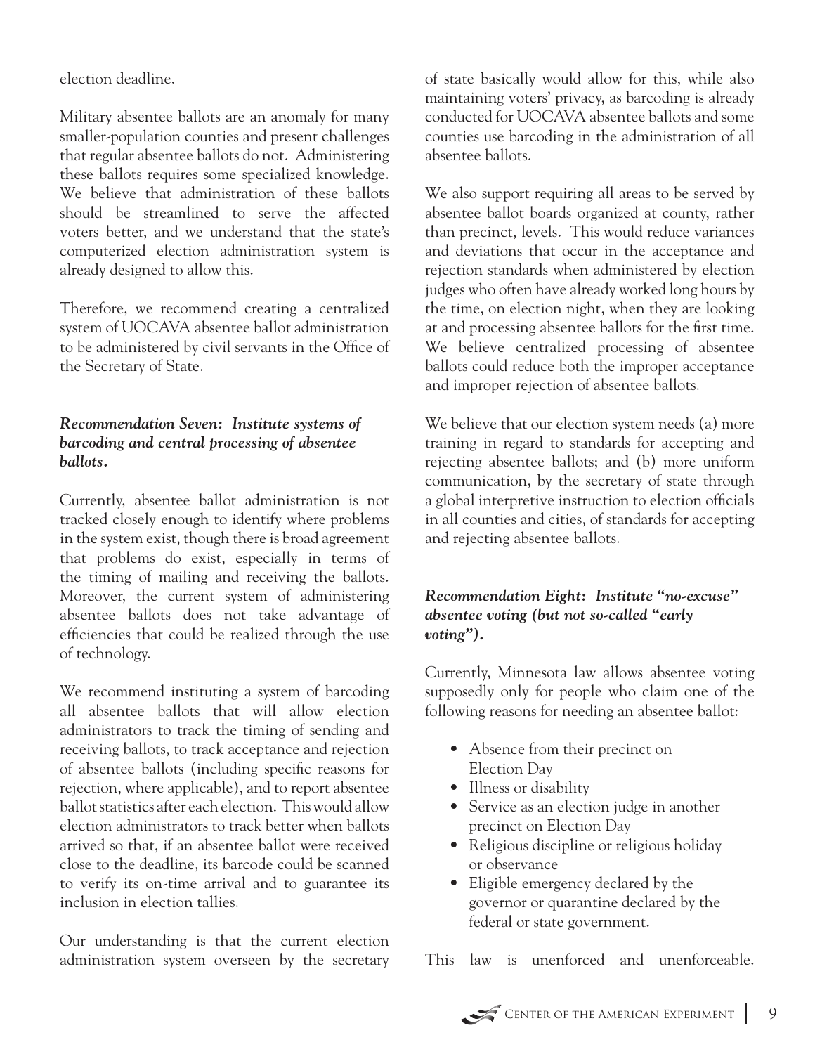election deadline.

Military absentee ballots are an anomaly for many smaller-population counties and present challenges that regular absentee ballots do not. Administering these ballots requires some specialized knowledge. We believe that administration of these ballots should be streamlined to serve the affected voters better, and we understand that the state's computerized election administration system is already designed to allow this.

Therefore, we recommend creating a centralized system of UOCAVA absentee ballot administration to be administered by civil servants in the Office of the Secretary of State.

### *Recommendation Seven: Institute systems of barcoding and central processing of absentee ballots.*

Currently, absentee ballot administration is not tracked closely enough to identify where problems in the system exist, though there is broad agreement that problems do exist, especially in terms of the timing of mailing and receiving the ballots. Moreover, the current system of administering absentee ballots does not take advantage of efficiencies that could be realized through the use of technology.

We recommend instituting a system of barcoding all absentee ballots that will allow election administrators to track the timing of sending and receiving ballots, to track acceptance and rejection of absentee ballots (including specific reasons for rejection, where applicable), and to report absentee ballot statistics after each election. This would allow election administrators to track better when ballots arrived so that, if an absentee ballot were received close to the deadline, its barcode could be scanned to verify its on-time arrival and to guarantee its inclusion in election tallies.

Our understanding is that the current election administration system overseen by the secretary of state basically would allow for this, while also maintaining voters' privacy, as barcoding is already conducted for UOCAVA absentee ballots and some counties use barcoding in the administration of all absentee ballots.

We also support requiring all areas to be served by absentee ballot boards organized at county, rather than precinct, levels. This would reduce variances and deviations that occur in the acceptance and rejection standards when administered by election judges who often have already worked long hours by the time, on election night, when they are looking at and processing absentee ballots for the first time. We believe centralized processing of absentee ballots could reduce both the improper acceptance and improper rejection of absentee ballots.

We believe that our election system needs (a) more training in regard to standards for accepting and rejecting absentee ballots; and (b) more uniform communication, by the secretary of state through a global interpretive instruction to election officials in all counties and cities, of standards for accepting and rejecting absentee ballots.

### *Recommendation Eight: Institute "no-excuse" absentee voting (but not so-called "early voting").*

Currently, Minnesota law allows absentee voting supposedly only for people who claim one of the following reasons for needing an absentee ballot:

- Absence from their precinct on Election Day
- Illness or disability
- Service as an election judge in another precinct on Election Day
- Religious discipline or religious holiday or observance
- Eligible emergency declared by the governor or quarantine declared by the federal or state government.

This law is unenforced and unenforceable.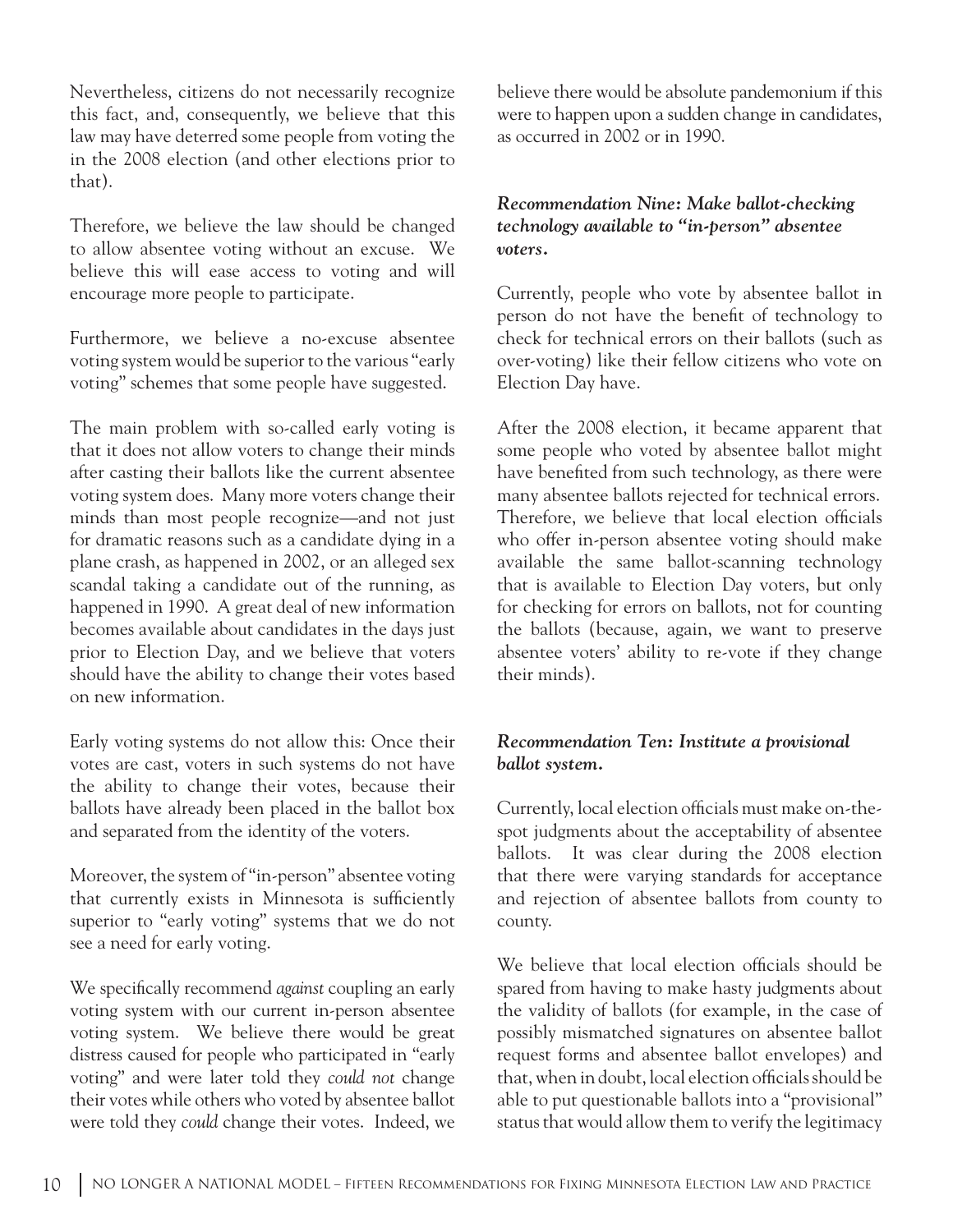Nevertheless, citizens do not necessarily recognize this fact, and, consequently, we believe that this law may have deterred some people from voting the in the 2008 election (and other elections prior to that).

Therefore, we believe the law should be changed to allow absentee voting without an excuse. We believe this will ease access to voting and will encourage more people to participate.

Furthermore, we believe a no-excuse absentee voting system would be superior to the various "early voting" schemes that some people have suggested.

The main problem with so-called early voting is that it does not allow voters to change their minds after casting their ballots like the current absentee voting system does. Many more voters change their minds than most people recognize—and not just for dramatic reasons such as a candidate dying in a plane crash, as happened in 2002, or an alleged sex scandal taking a candidate out of the running, as happened in 1990. A great deal of new information becomes available about candidates in the days just prior to Election Day, and we believe that voters should have the ability to change their votes based on new information.

Early voting systems do not allow this: Once their votes are cast, voters in such systems do not have the ability to change their votes, because their ballots have already been placed in the ballot box and separated from the identity of the voters.

Moreover, the system of "in-person" absentee voting that currently exists in Minnesota is sufficiently superior to "early voting" systems that we do not see a need for early voting.

We specifically recommend *against* coupling an early voting system with our current in-person absentee voting system. We believe there would be great distress caused for people who participated in "early voting" and were later told they *could not* change their votes while others who voted by absentee ballot were told they *could* change their votes. Indeed, we believe there would be absolute pandemonium if this were to happen upon a sudden change in candidates, as occurred in 2002 or in 1990.

### *Recommendation Nine: Make ballot-checking technology available to "in-person" absentee voters.*

Currently, people who vote by absentee ballot in person do not have the benefit of technology to check for technical errors on their ballots (such as over-voting) like their fellow citizens who vote on Election Day have.

After the 2008 election, it became apparent that some people who voted by absentee ballot might have benefited from such technology, as there were many absentee ballots rejected for technical errors. Therefore, we believe that local election officials who offer in-person absentee voting should make available the same ballot-scanning technology that is available to Election Day voters, but only for checking for errors on ballots, not for counting the ballots (because, again, we want to preserve absentee voters' ability to re-vote if they change their minds).

### *Recommendation Ten: Institute a provisional ballot system.*

Currently, local election officials must make on-the-spot judgments about the acceptability of absentee ballots. It was clear during the 2008 election that there were varying standards for acceptance and rejection of absentee ballots from county to county.

We believe that local election officials should be spared from having to make hasty judgments about the validity of ballots (for example, in the case of possibly mismatched signatures on absentee ballot request forms and absentee ballot envelopes) and that, when in doubt, local election officials should be able to put questionable ballots into a "provisional" status that would allow them to verify the legitimacy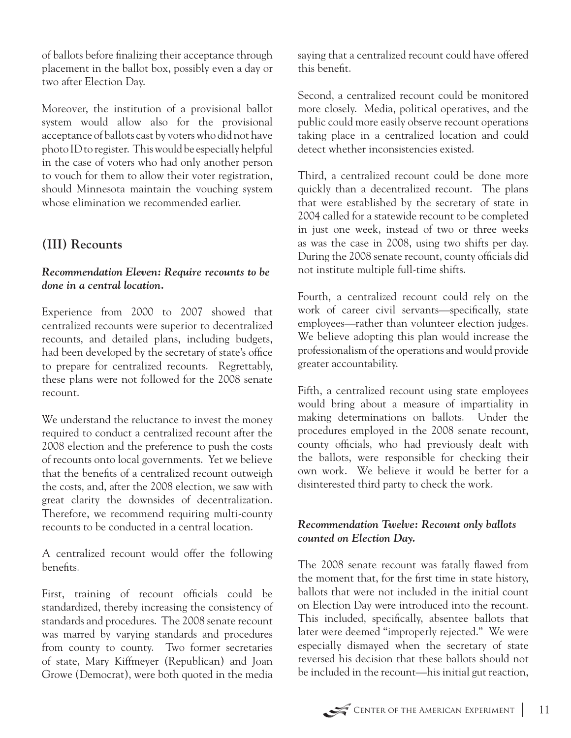of ballots before finalizing their acceptance through placement in the ballot box, possibly even a day or two after Election Day.

Moreover, the institution of a provisional ballot system would allow also for the provisional acceptance of ballots cast by voters who did not have photo ID to register. This would be especially helpful in the case of voters who had only another person to vouch for them to allow their voter registration, should Minnesota maintain the vouching system whose elimination we recommended earlier.

## (III) Recounts

### *Recommendation Eleven: Require recounts to be done in a central location.*

Experience from 2000 to 2007 showed that centralized recounts were superior to decentralized recounts, and detailed plans, including budgets, had been developed by the secretary of state's office to prepare for centralized recounts. Regrettably, these plans were not followed for the 2008 senate recount.

We understand the reluctance to invest the money required to conduct a centralized recount after the 2008 election and the preference to push the costs of recounts onto local governments. Yet we believe that the benefits of a centralized recount outweigh the costs, and, after the 2008 election, we saw with great clarity the downsides of decentralization. Therefore, we recommend requiring multi-county recounts to be conducted in a central location.

A centralized recount would offer the following benefits.

First, training of recount officials could be standardized, thereby increasing the consistency of standards and procedures. The 2008 senate recount was marred by varying standards and procedures from county to county. Two former secretaries of state, Mary Kiffmeyer (Republican) and Joan Growe (Democrat), were both quoted in the media saying that a centralized recount could have offered this benefit.

Second, a centralized recount could be monitored more closely. Media, political operatives, and the public could more easily observe recount operations taking place in a centralized location and could detect whether inconsistencies existed.

Third, a centralized recount could be done more quickly than a decentralized recount. The plans that were established by the secretary of state in 2004 called for a statewide recount to be completed in just one week, instead of two or three weeks as was the case in 2008, using two shifts per day. During the 2008 senate recount, county officials did not institute multiple full-time shifts.

Fourth, a centralized recount could rely on the work of career civil servants—specifically, state employees—rather than volunteer election judges. We believe adopting this plan would increase the professionalism of the operations and would provide greater accountability.

Fifth, a centralized recount using state employees would bring about a measure of impartiality in making determinations on ballots. Under the procedures employed in the 2008 senate recount, county officials, who had previously dealt with the ballots, were responsible for checking their own work. We believe it would be better for a disinterested third party to check the work.

### *Recommendation Twelve: Recount only ballots counted on Election Day.*

The 2008 senate recount was fatally flawed from the moment that, for the first time in state history, ballots that were not included in the initial count on Election Day were introduced into the recount. This included, specifically, absentee ballots that later were deemed "improperly rejected." We were especially dismayed when the secretary of state reversed his decision that these ballots should not be included in the recount—his initial gut reaction,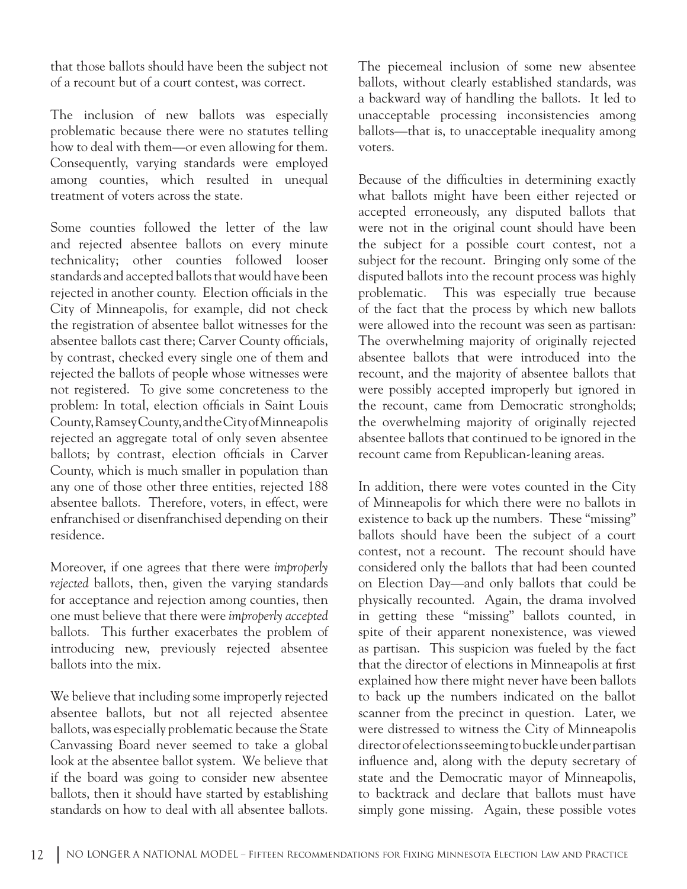that those ballots should have been the subject not of a recount but of a court contest, was correct.

The inclusion of new ballots was especially problematic because there were no statutes telling how to deal with them—or even allowing for them. Consequently, varying standards were employed among counties, which resulted in unequal treatment of voters across the state.

Some counties followed the letter of the law and rejected absentee ballots on every minute technicality; other counties followed looser standards and accepted ballots that would have been rejected in another county. Election officials in the City of Minneapolis, for example, did not check the registration of absentee ballot witnesses for the absentee ballots cast there; Carver County officials, by contrast, checked every single one of them and rejected the ballots of people whose witnesses were not registered. To give some concreteness to the problem: In total, election officials in Saint Louis County, Ramsey County, and the City of Minneapolis rejected an aggregate total of only seven absentee ballots; by contrast, election officials in Carver County, which is much smaller in population than any one of those other three entities, rejected 188 absentee ballots. Therefore, voters, in effect, were enfranchised or disenfranchised depending on their residence.

Moreover, if one agrees that there were *improperly rejected* ballots, then, given the varying standards for acceptance and rejection among counties, then one must believe that there were *improperly accepted* ballots. This further exacerbates the problem of introducing new, previously rejected absentee ballots into the mix.

We believe that including some improperly rejected absentee ballots, but not all rejected absentee ballots, was especially problematic because the State Canvassing Board never seemed to take a global look at the absentee ballot system. We believe that if the board was going to consider new absentee ballots, then it should have started by establishing standards on how to deal with all absentee ballots.

The piecemeal inclusion of some new absentee ballots, without clearly established standards, was a backward way of handling the ballots. It led to unacceptable processing inconsistencies among ballots—that is, to unacceptable inequality among voters.

Because of the difficulties in determining exactly what ballots might have been either rejected or accepted erroneously, any disputed ballots that were not in the original count should have been the subject for a possible court contest, not a subject for the recount. Bringing only some of the disputed ballots into the recount process was highly problematic. This was especially true because of the fact that the process by which new ballots were allowed into the recount was seen as partisan: The overwhelming majority of originally rejected absentee ballots that were introduced into the recount, and the majority of absentee ballots that were possibly accepted improperly but ignored in the recount, came from Democratic strongholds; the overwhelming majority of originally rejected absentee ballots that continued to be ignored in the recount came from Republican-leaning areas.

In addition, there were votes counted in the City of Minneapolis for which there were no ballots in existence to back up the numbers. These "missing" ballots should have been the subject of a court contest, not a recount. The recount should have considered only the ballots that had been counted on Election Day—and only ballots that could be physically recounted. Again, the drama involved in getting these "missing" ballots counted, in spite of their apparent nonexistence, was viewed as partisan. This suspicion was fueled by the fact that the director of elections in Minneapolis at first explained how there might never have been ballots to back up the numbers indicated on the ballot scanner from the precinct in question. Later, we were distressed to witness the City of Minneapolis director of elections seeming to buckle under partisan influence and, along with the deputy secretary of state and the Democratic mayor of Minneapolis, to backtrack and declare that ballots must have simply gone missing. Again, these possible votes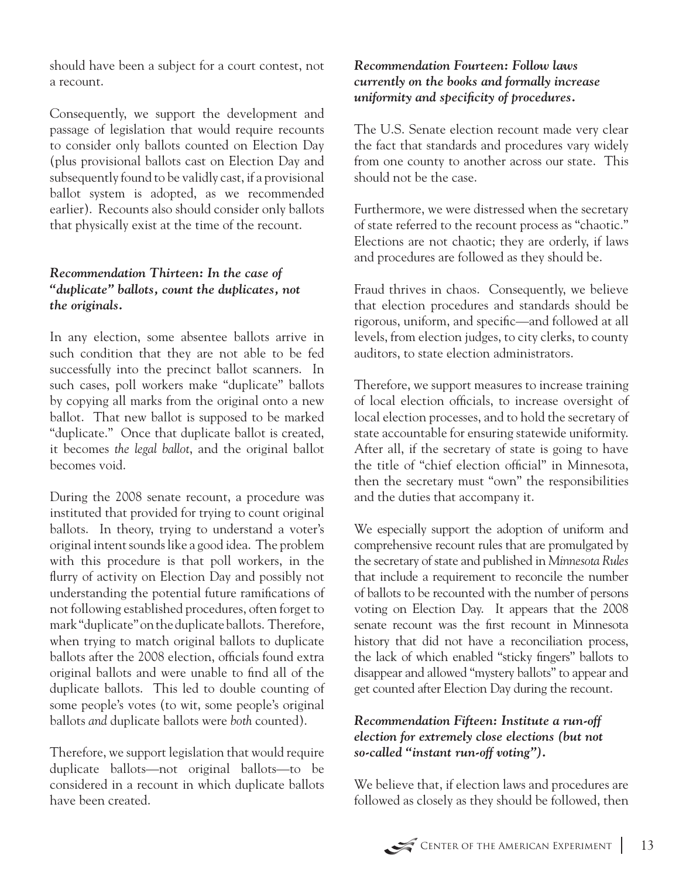should have been a subject for a court contest, not a recount.

Consequently, we support the development and passage of legislation that would require recounts to consider only ballots counted on Election Day (plus provisional ballots cast on Election Day and subsequently found to be validly cast, if a provisional ballot system is adopted, as we recommended earlier). Recounts also should consider only ballots that physically exist at the time of the recount.

### *Recommendation Thirteen: In the case of "duplicate" ballots, count the duplicates, not the originals.*

In any election, some absentee ballots arrive in such condition that they are not able to be fed successfully into the precinct ballot scanners. In such cases, poll workers make "duplicate" ballots by copying all marks from the original onto a new ballot. That new ballot is supposed to be marked "duplicate." Once that duplicate ballot is created, it becomes *the legal ballot*, and the original ballot becomes void.

During the 2008 senate recount, a procedure was instituted that provided for trying to count original ballots. In theory, trying to understand a voter's original intent sounds like a good idea. The problem with this procedure is that poll workers, in the flurry of activity on Election Day and possibly not understanding the potential future ramifications of not following established procedures, often forget to mark "duplicate" on the duplicate ballots. Therefore, when trying to match original ballots to duplicate ballots after the 2008 election, officials found extra original ballots and were unable to find all of the duplicate ballots. This led to double counting of some people's votes (to wit, some people's original ballots *and* duplicate ballots were *both* counted).

Therefore, we support legislation that would require duplicate ballots—not original ballots—to be considered in a recount in which duplicate ballots have been created.

### *Recommendation Fourteen: Follow laws currently on the books and formally increase uniformity and specificity of procedures.*

The U.S. Senate election recount made very clear the fact that standards and procedures vary widely from one county to another across our state. This should not be the case.

Furthermore, we were distressed when the secretary of state referred to the recount process as "chaotic." Elections are not chaotic; they are orderly, if laws and procedures are followed as they should be.

Fraud thrives in chaos. Consequently, we believe that election procedures and standards should be rigorous, uniform, and specific—and followed at all levels, from election judges, to city clerks, to county auditors, to state election administrators.

Therefore, we support measures to increase training of local election officials, to increase oversight of local election processes, and to hold the secretary of state accountable for ensuring statewide uniformity. After all, if the secretary of state is going to have the title of "chief election official" in Minnesota, then the secretary must "own" the responsibilities and the duties that accompany it.

We especially support the adoption of uniform and comprehensive recount rules that are promulgated by the secretary of state and published in *Minnesota Rules* that include a requirement to reconcile the number of ballots to be recounted with the number of persons voting on Election Day. It appears that the 2008 senate recount was the first recount in Minnesota history that did not have a reconciliation process, the lack of which enabled "sticky fingers" ballots to disappear and allowed "mystery ballots" to appear and get counted after Election Day during the recount.

### *Recommendation Fifteen: Institute a run-off election for extremely close elections (but not so-called "instant run-off voting").*

We believe that, if election laws and procedures are followed as closely as they should be followed, then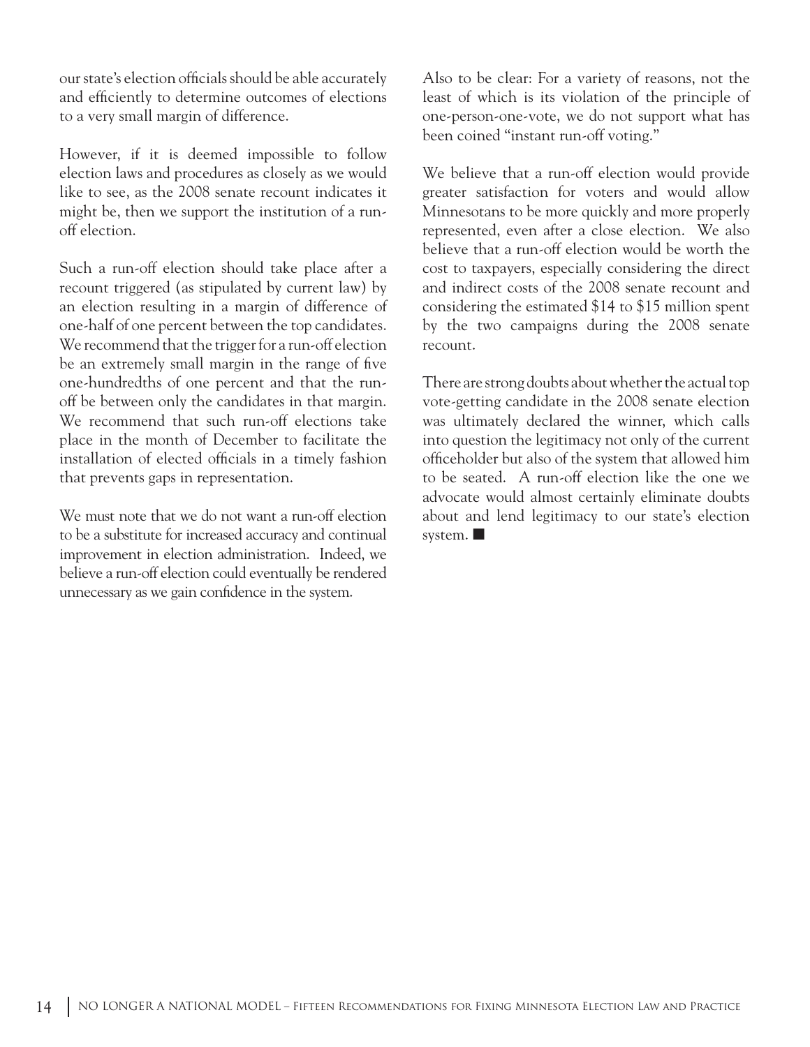our state's election officials should be able accurately and efficiently to determine outcomes of elections to a very small margin of difference.

However, if it is deemed impossible to follow election laws and procedures as closely as we would like to see, as the 2008 senate recount indicates it might be, then we support the institution of a run-off election.

Such a run-off election should take place after a recount triggered (as stipulated by current law) by an election resulting in a margin of difference of one-half of one percent between the top candidates. We recommend that the trigger for a run-off election be an extremely small margin in the range of five one-hundredths of one percent and that the run-off be between only the candidates in that margin. We recommend that such run-off elections take place in the month of December to facilitate the installation of elected officials in a timely fashion that prevents gaps in representation.

We must note that we do not want a run-off election to be a substitute for increased accuracy and continual improvement in election administration. Indeed, we believe a run-off election could eventually be rendered unnecessary as we gain confidence in the system.

Also to be clear: For a variety of reasons, not the least of which is its violation of the principle of one-person-one-vote, we do not support what has been coined "instant run-off voting."

We believe that a run-off election would provide greater satisfaction for voters and would allow Minnesotans to be more quickly and more properly represented, even after a close election. We also believe that a run-off election would be worth the cost to taxpayers, especially considering the direct and indirect costs of the 2008 senate recount and considering the estimated $14 to $15 million spent by the two campaigns during the 2008 senate recount.

There are strong doubts about whether the actual top vote-getting candidate in the 2008 senate election was ultimately declared the winner, which calls into question the legitimacy not only of the current officeholder but also of the system that allowed him to be seated. A run-off election like the one we advocate would almost certainly eliminate doubts about and lend legitimacy to our state's election system. ■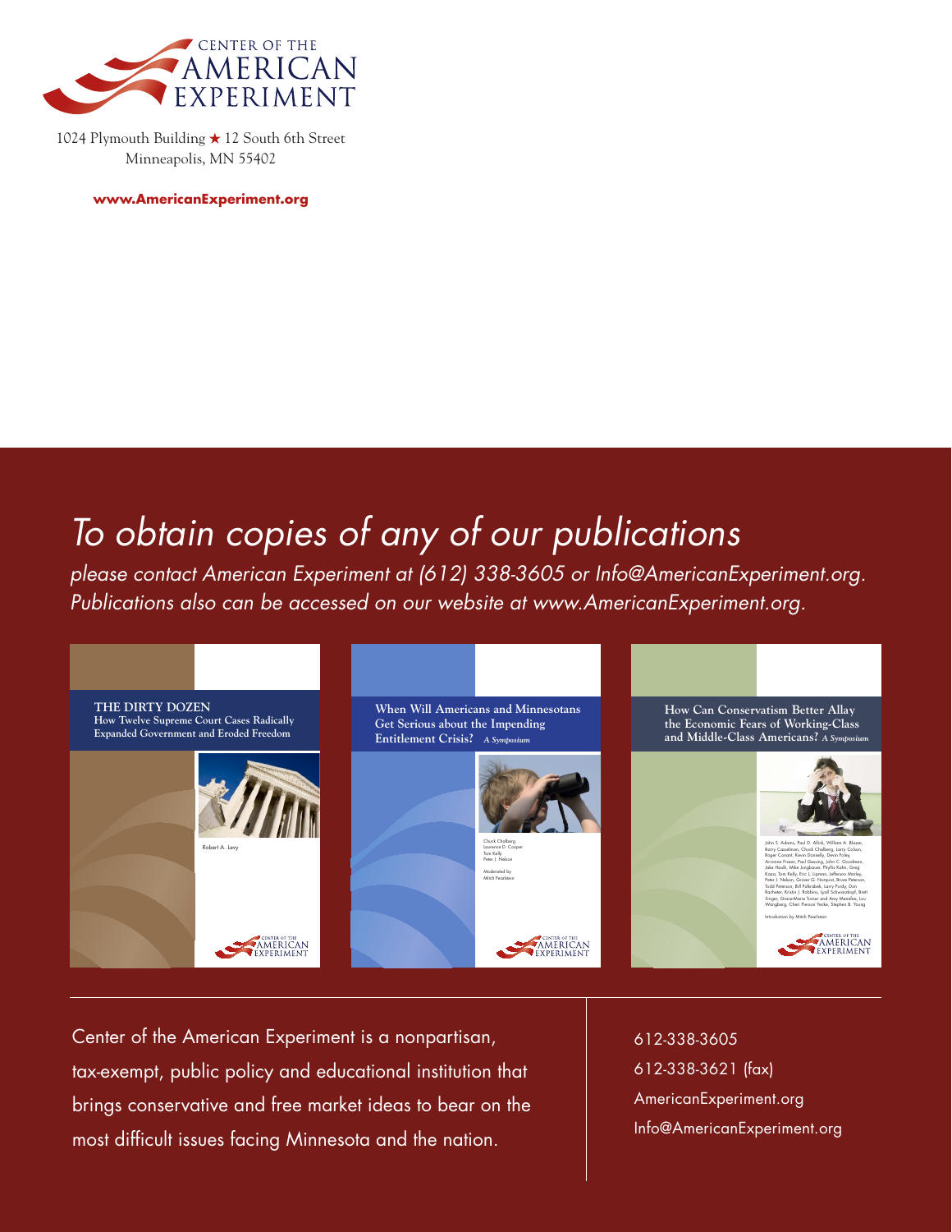CENTER OF THE AMERICAN EXPERIMENT

1024 Plymouth Building ★ 12 South 6th Street
Minneapolis, MN 55402

**www.AmericanExperiment.org**

# *To obtain copies of any of our publications*

*please contact American Experiment at (612) 338-3605 or Info@AmericanExperiment.org. Publications also can be accessed on our website at www.AmericanExperiment.org.*

**THE DIRTY DOZEN**
**How Twelve Supreme Court Cases Radically Expanded Government and Eroded Freedom**

Robert A. Levy

CENTER OF THE AMERICAN EXPERIMENT

**When Will Americans and Minnesotans Get Serious about the Impending Entitlement Crisis?** ***A Symposium***

Chuck Chalberg
Laurence D. Cooper
Tom Kelly
Peter J. Nelson

Moderated by
Mitch Pearlstein

CENTER OF THE AMERICAN EXPERIMENT

**How Can Conservatism Better Allay the Economic Fears of Working-Class and Middle-Class Americans?** ***A Symposium***

John S. Adams, Paul D. Allick, William A. Blazar, Barry Casselman, Chuck Chalberg, Larry Colson, Roger Conant, Kevin Donnelly, Devin Foley, Arvonne Fraser, Paul Gessing, John C. Goodman, Jake Haulk, Mike Jungbauer, Phyllis Kahn, Greg Kaza, Tom Kelly, Eric L. Lipman, Jefferson Morley, Peter J. Nelson, Grover G. Norquist, Bruce Peterson, Todd Peterson, Bill Pulkrabek, Larry Purdy, Don Racheter, Kristin J. Robbins, Lyall Schwarzkopf, Brett Singer, Grace-Marie Turner and Amy Menefee, Lou Wangberg, Cheri Pierson Yecke, Stephen B. Young

Introduction by Mitch Pearlstein

CENTER OF THE AMERICAN EXPERIMENT

Center of the American Experiment is a nonpartisan, tax-exempt, public policy and educational institution that brings conservative and free market ideas to bear on the most difficult issues facing Minnesota and the nation.

612-338-3605
612-338-3621 (fax)
AmericanExperiment.org
Info@AmericanExperiment.org